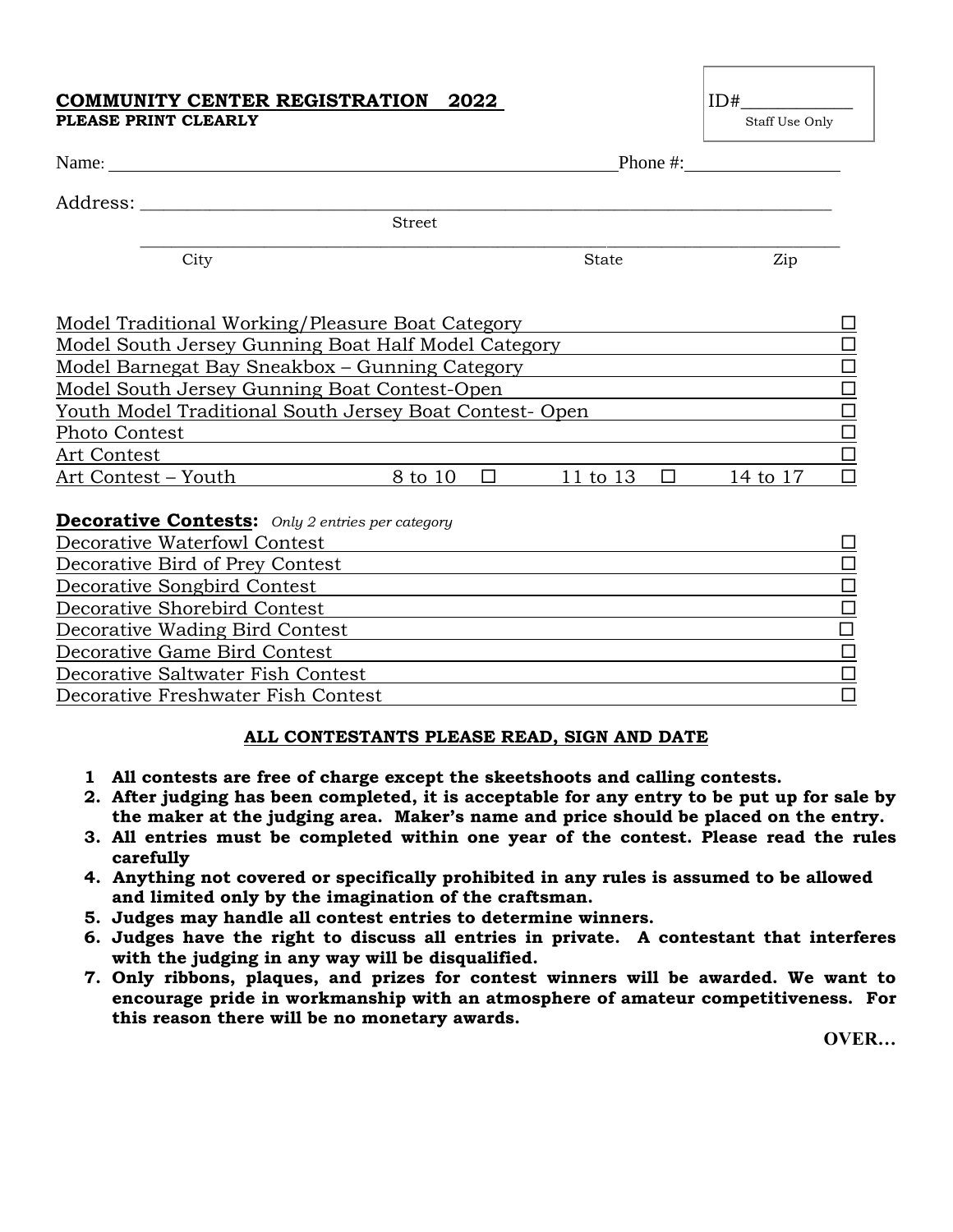**COMMUNITY CENTER REGISTRATION 2022**
**PLEASE PRINT CLEARLY**

ID#____________
Staff Use Only

Name: ____________________________________________________________ Phone #: __________________

Address: ______________________________________________________________________________
Street

______________________________________________________________________________________
City                                                                 State                    Zip

| Category | |
|---|---|
| Model Traditional Working/Pleasure Boat Category | ☐ |
| Model South Jersey Gunning Boat Half Model Category | ☐ |
| Model Barnegat Bay Sneakbox – Gunning Category | ☐ |
| Model South Jersey Gunning Boat Contest-Open | ☐ |
| Youth Model Traditional South Jersey Boat Contest- Open | ☐ |
| Photo Contest | ☐ |
| Art Contest | ☐ |
| Art Contest – Youth   8 to 10 ☐   11 to 13 ☐   14 to 17 | ☐ |

**Decorative Contests:** *Only 2 entries per category*

| Category | |
|---|---|
| Decorative Waterfowl Contest | ☐ |
| Decorative Bird of Prey Contest | ☐ |
| Decorative Songbird Contest | ☐ |
| Decorative Shorebird Contest | ☐ |
| Decorative Wading Bird Contest | ☐ |
| Decorative Game Bird Contest | ☐ |
| Decorative Saltwater Fish Contest | ☐ |
| Decorative Freshwater Fish Contest | ☐ |

**ALL CONTESTANTS PLEASE READ, SIGN AND DATE**

1. **All contests are free of charge except the skeetshoots and calling contests.**
2. **After judging has been completed, it is acceptable for any entry to be put up for sale by the maker at the judging area. Maker's name and price should be placed on the entry.**
3. **All entries must be completed within one year of the contest. Please read the rules carefully**
4. **Anything not covered or specifically prohibited in any rules is assumed to be allowed and limited only by the imagination of the craftsman.**
5. **Judges may handle all contest entries to determine winners.**
6. **Judges have the right to discuss all entries in private. A contestant that interferes with the judging in any way will be disqualified.**
7. **Only ribbons, plaques, and prizes for contest winners will be awarded. We want to encourage pride in workmanship with an atmosphere of amateur competitiveness. For this reason there will be no monetary awards.**

**OVER…**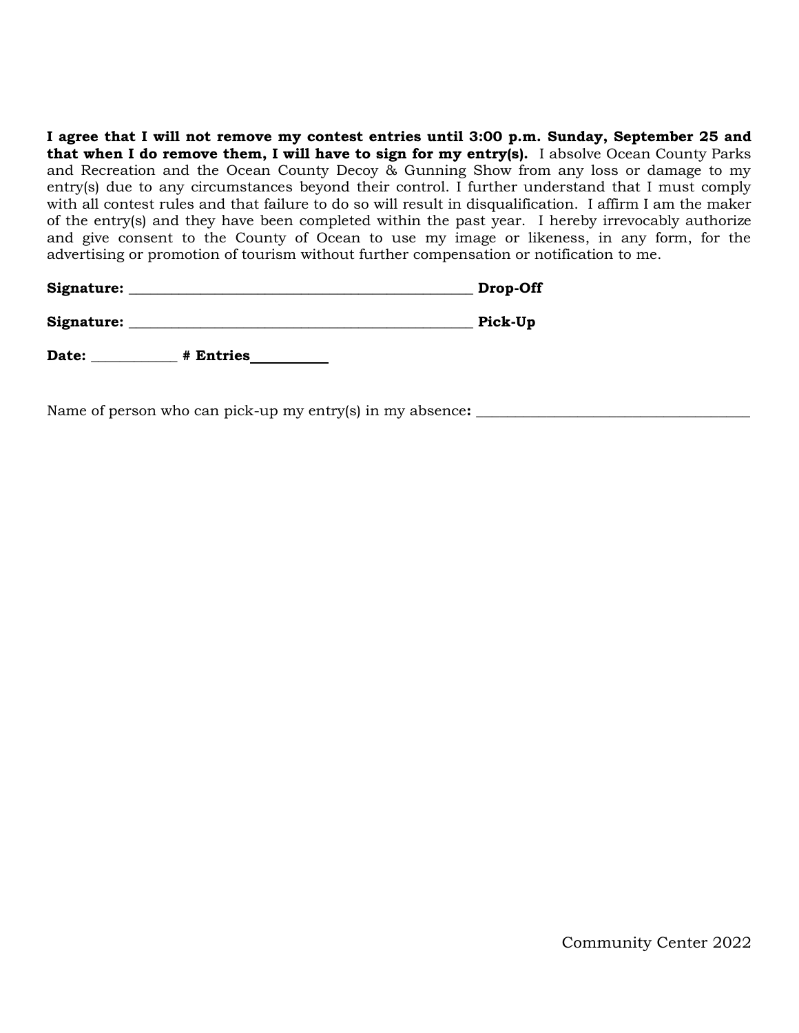**I agree that I will not remove my contest entries until 3:00 p.m. Sunday, September 25 and that when I do remove them, I will have to sign for my entry(s).** I absolve Ocean County Parks and Recreation and the Ocean County Decoy & Gunning Show from any loss or damage to my entry(s) due to any circumstances beyond their control. I further understand that I must comply with all contest rules and that failure to do so will result in disqualification. I affirm I am the maker of the entry(s) and they have been completed within the past year. I hereby irrevocably authorize and give consent to the County of Ocean to use my image or likeness, in any form, for the advertising or promotion of tourism without further compensation or notification to me.

**Signature:** ______________________________________________ **Drop-Off**

**Signature:** ______________________________________________ **Pick-Up**

**Date:** ___________ **# Entries** __________

Name of person who can pick-up my entry(s) in my absence**:** ____________________________________

Community Center 2022